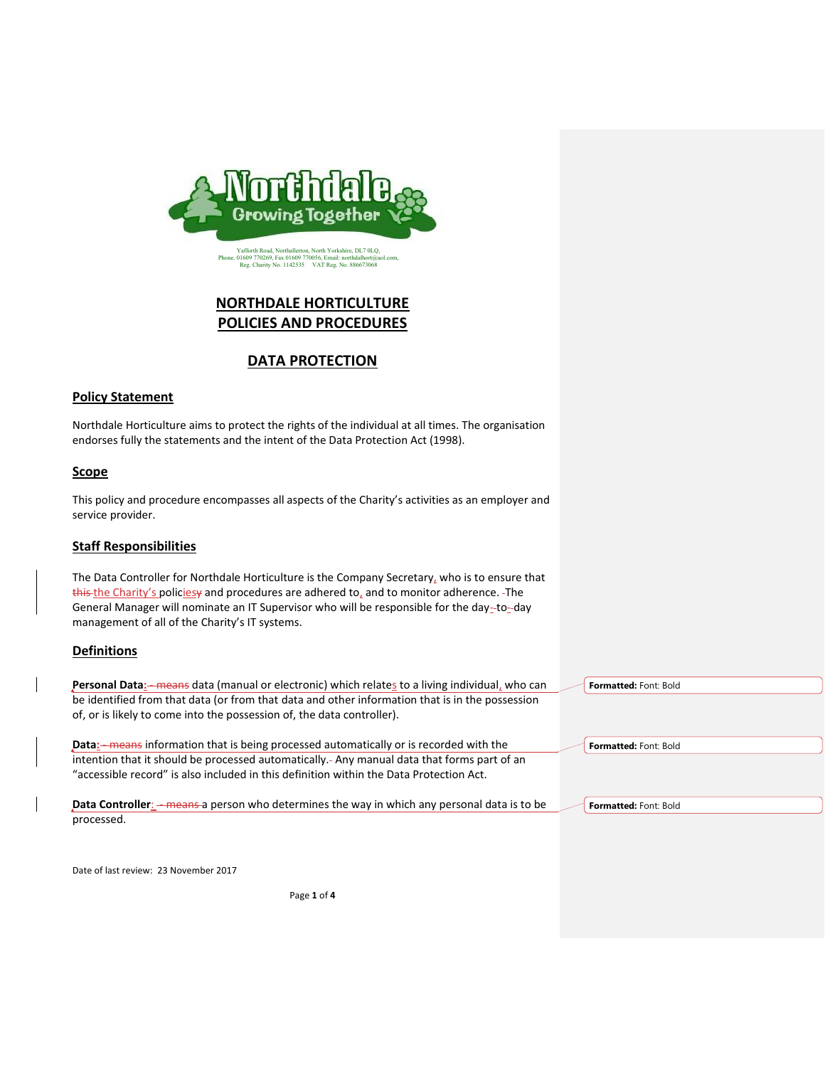Yafforth Road, Northallerton, North Yorkshire, DL7 0LQ,
Phone. 01609 770269, Fax 01609 770056, Email: northdalhort@aol.com,
Reg. Charity No. 1142535 VAT Reg. No. 886673068

# NORTHDALE HORTICULTURE
# POLICIES AND PROCEDURES

## DATA PROTECTION

### Policy Statement

Northdale Horticulture aims to protect the rights of the individual at all times. The organisation endorses fully the statements and the intent of the Data Protection Act (1998).

### Scope

This policy and procedure encompasses all aspects of the Charity's activities as an employer and service provider.

### Staff Responsibilities

The Data Controller for Northdale Horticulture is the Company Secretary, who is to ensure that the Charity's policies and procedures are adhered to, and to monitor adherence. The General Manager will nominate an IT Supervisor who will be responsible for the day-to-day management of all of the Charity's IT systems.

### Definitions

**Personal Data**: data (manual or electronic) which relates to a living individual, who can be identified from that data (or from that data and other information that is in the possession of, or is likely to come into the possession of, the data controller).

**Data**: information that is being processed automatically or is recorded with the intention that it should be processed automatically. Any manual data that forms part of an "accessible record" is also included in this definition within the Data Protection Act.

**Data Controller**: a person who determines the way in which any personal data is to be processed.

Date of last review: 23 November 2017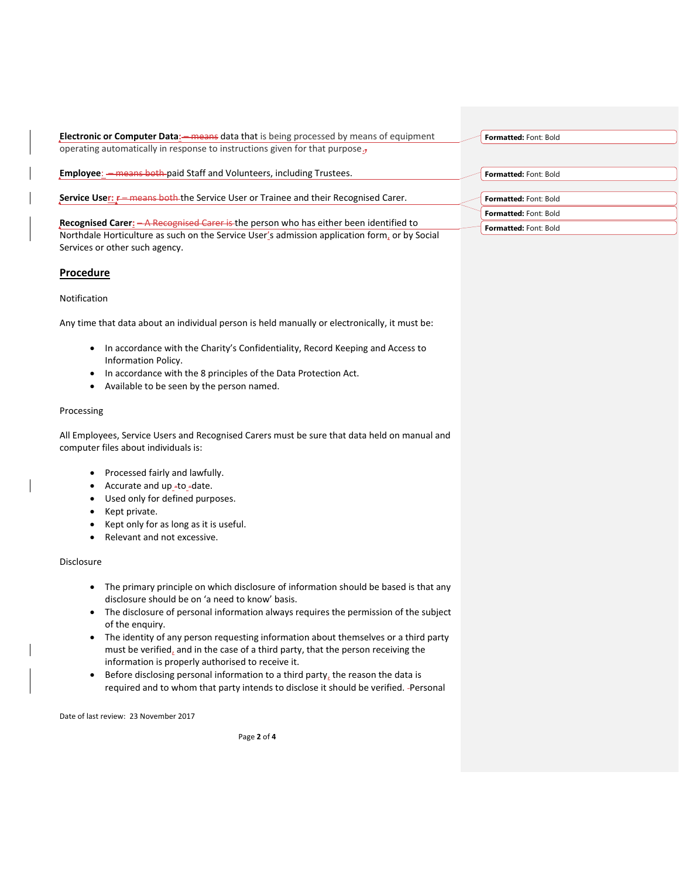**Electronic or Computer Data:** data that is being processed by means of equipment operating automatically in response to instructions given for that purpose.

**Employee:** paid Staff and Volunteers, including Trustees.

**Service User:** the Service User or Trainee and their Recognised Carer.

**Recognised Carer:** the person who has either been identified to Northdale Horticulture as such on the Service User's admission application form, or by Social Services or other such agency.

## Procedure

Notification

Any time that data about an individual person is held manually or electronically, it must be:

- In accordance with the Charity's Confidentiality, Record Keeping and Access to Information Policy.
- In accordance with the 8 principles of the Data Protection Act.
- Available to be seen by the person named.

Processing

All Employees, Service Users and Recognised Carers must be sure that data held on manual and computer files about individuals is:

- Processed fairly and lawfully.
- Accurate and up-to-date.
- Used only for defined purposes.
- Kept private.
- Kept only for as long as it is useful.
- Relevant and not excessive.

Disclosure

- The primary principle on which disclosure of information should be based is that any disclosure should be on 'a need to know' basis.
- The disclosure of personal information always requires the permission of the subject of the enquiry.
- The identity of any person requesting information about themselves or a third party must be verified, and in the case of a third party, that the person receiving the information is properly authorised to receive it.
- Before disclosing personal information to a third party, the reason the data is required and to whom that party intends to disclose it should be verified. Personal

Date of last review: 23 November 2017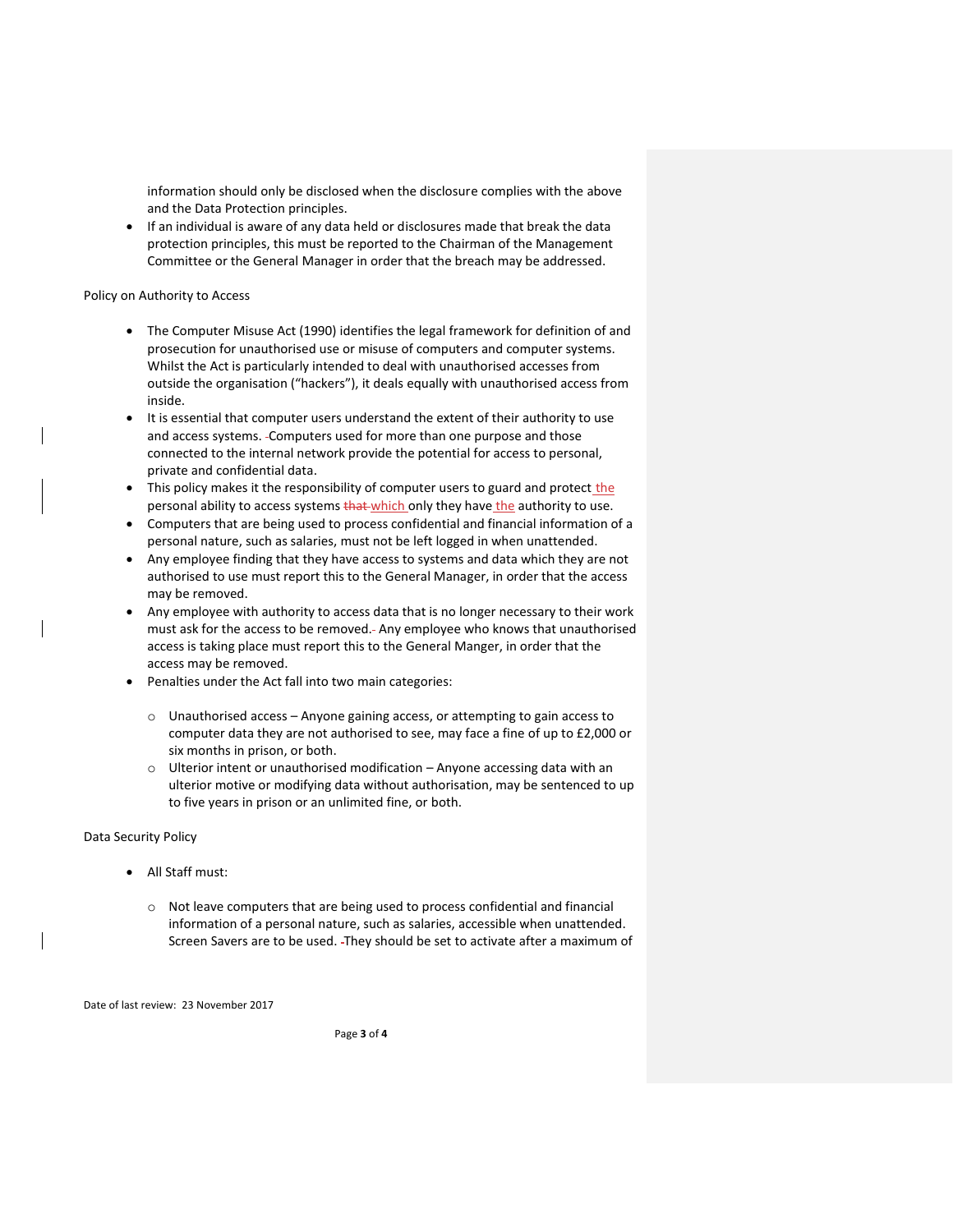information should only be disclosed when the disclosure complies with the above and the Data Protection principles.

- If an individual is aware of any data held or disclosures made that break the data protection principles, this must be reported to the Chairman of the Management Committee or the General Manager in order that the breach may be addressed.

Policy on Authority to Access

- The Computer Misuse Act (1990) identifies the legal framework for definition of and prosecution for unauthorised use or misuse of computers and computer systems. Whilst the Act is particularly intended to deal with unauthorised accesses from outside the organisation ("hackers"), it deals equally with unauthorised access from inside.
- It is essential that computer users understand the extent of their authority to use and access systems. Computers used for more than one purpose and those connected to the internal network provide the potential for access to personal, private and confidential data.
- This policy makes it the responsibility of computer users to guard and protect the personal ability to access systems which only they have the authority to use.
- Computers that are being used to process confidential and financial information of a personal nature, such as salaries, must not be left logged in when unattended.
- Any employee finding that they have access to systems and data which they are not authorised to use must report this to the General Manager, in order that the access may be removed.
- Any employee with authority to access data that is no longer necessary to their work must ask for the access to be removed. Any employee who knows that unauthorised access is taking place must report this to the General Manger, in order that the access may be removed.
- Penalties under the Act fall into two main categories:
  - Unauthorised access – Anyone gaining access, or attempting to gain access to computer data they are not authorised to see, may face a fine of up to £2,000 or six months in prison, or both.
  - Ulterior intent or unauthorised modification – Anyone accessing data with an ulterior motive or modifying data without authorisation, may be sentenced to up to five years in prison or an unlimited fine, or both.

Data Security Policy

- All Staff must:
  - Not leave computers that are being used to process confidential and financial information of a personal nature, such as salaries, accessible when unattended. Screen Savers are to be used. They should be set to activate after a maximum of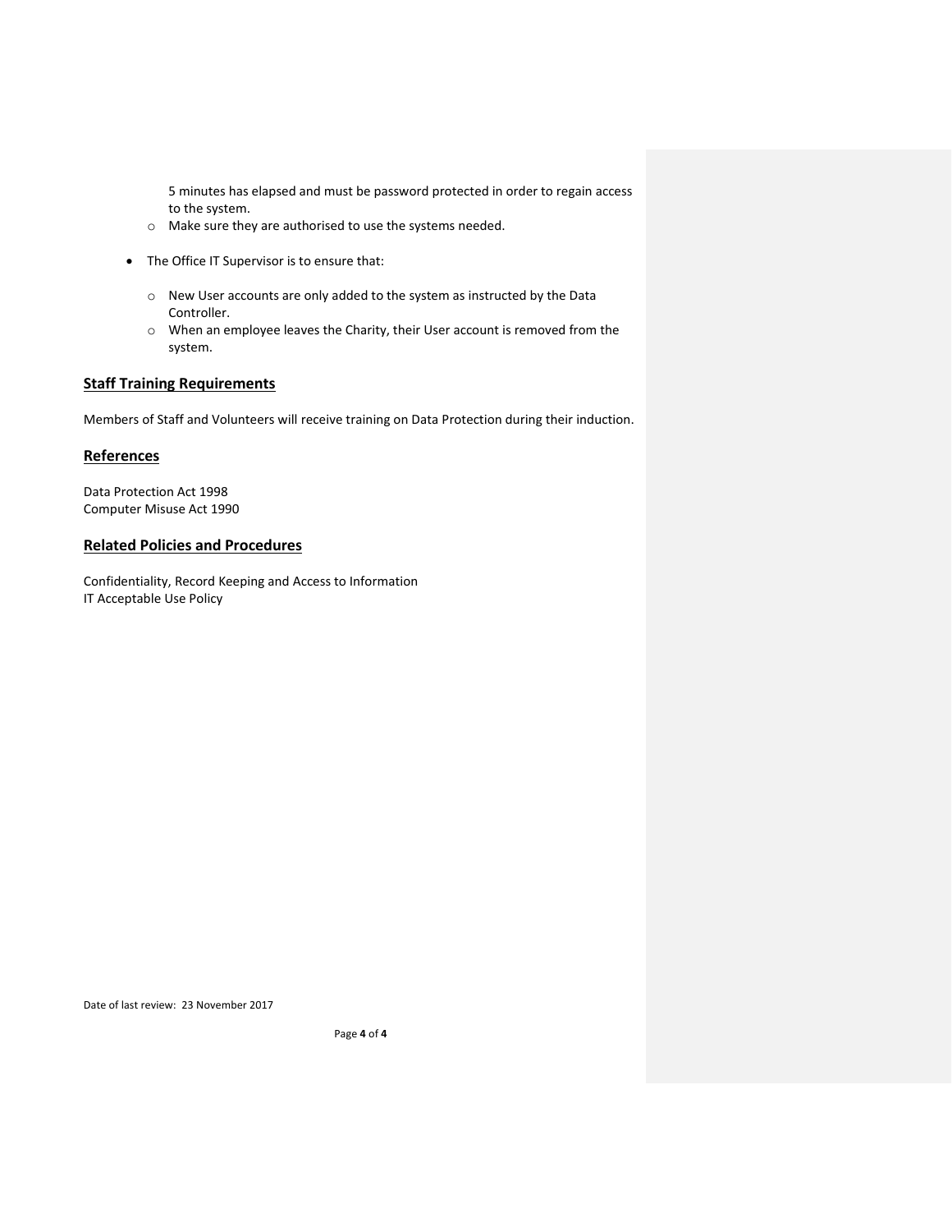5 minutes has elapsed and must be password protected in order to regain access to the system.
  - Make sure they are authorised to use the systems needed.

- The Office IT Supervisor is to ensure that:

  - New User accounts are only added to the system as instructed by the Data Controller.
  - When an employee leaves the Charity, their User account is removed from the system.

## Staff Training Requirements

Members of Staff and Volunteers will receive training on Data Protection during their induction.

## References

Data Protection Act 1998
Computer Misuse Act 1990

## Related Policies and Procedures

Confidentiality, Record Keeping and Access to Information
IT Acceptable Use Policy

Date of last review: 23 November 2017